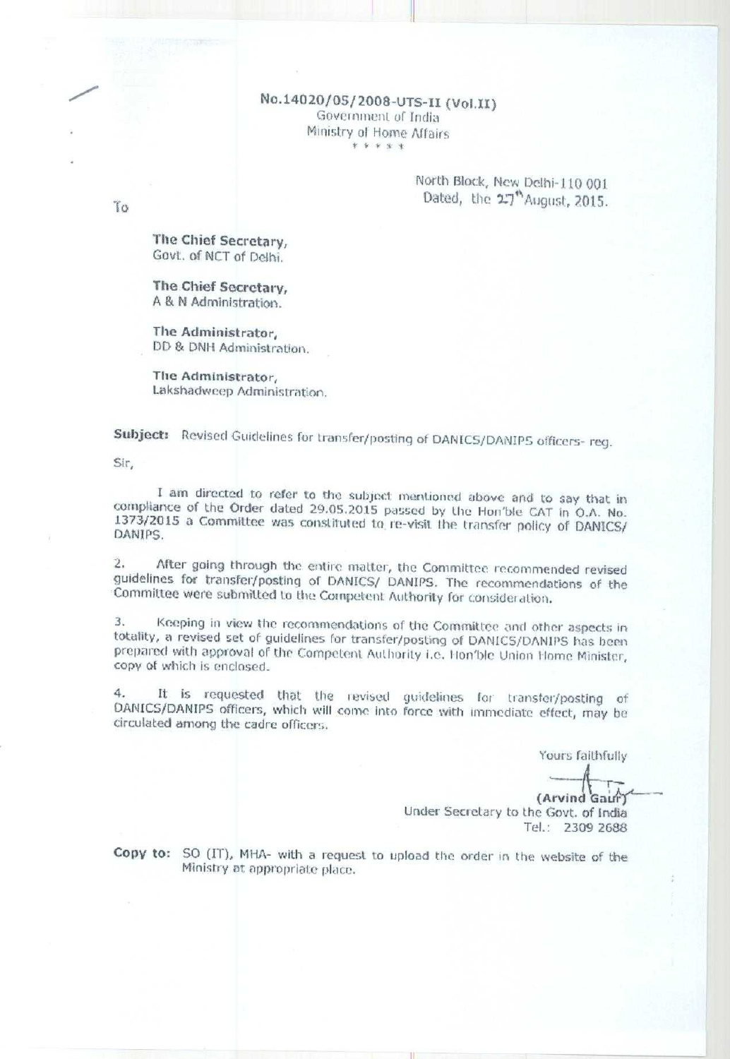No.14020/05/2008-UTS-II (Vol.II)
Government of India
Ministry of Home Affairs
\* \* \* \* \*

North Block, New Delhi-110 001
Dated, the 27th August, 2015.

To

**The Chief Secretary,**
Govt. of NCT of Delhi.

**The Chief Secretary,**
A & N Administration.

**The Administrator,**
DD & DNH Administration.

**The Administrator,**
Lakshadweep Administration.

**Subject:** Revised Guidelines for transfer/posting of DANICS/DANIPS officers- reg.

Sir,

I am directed to refer to the subject mentioned above and to say that in compliance of the Order dated 29.05.2015 passed by the Hon'ble CAT in O.A. No. 1373/2015 a Committee was constituted to re-visit the transfer policy of DANICS/ DANIPS.

2. After going through the entire matter, the Committee recommended revised guidelines for transfer/posting of DANICS/ DANIPS. The recommendations of the Committee were submitted to the Competent Authority for consideration.

3. Keeping in view the recommendations of the Committee and other aspects in totality, a revised set of guidelines for transfer/posting of DANICS/DANIPS has been prepared with approval of the Competent Authority i.e. Hon'ble Union Home Minister, copy of which is enclosed.

4. It is requested that the revised guidelines for transfer/posting of DANICS/DANIPS officers, which will come into force with immediate effect, may be circulated among the cadre officers.

Yours faithfully

**(Arvind Gaur)**
Under Secretary to the Govt. of India
Tel.: 2309 2688

**Copy to:** SO (IT), MHA- with a request to upload the order in the website of the Ministry at appropriate place.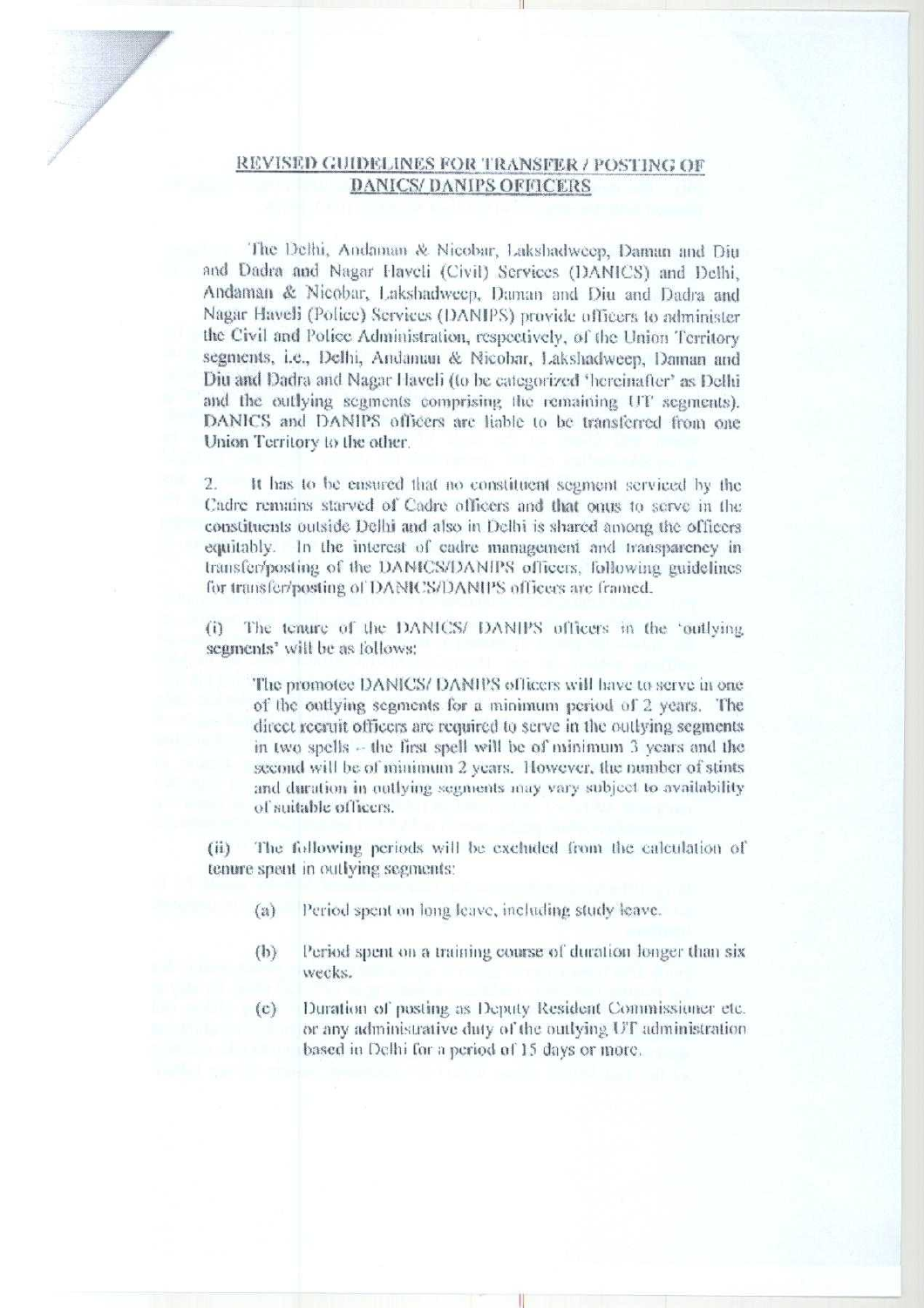## REVISED GUIDELINES FOR TRANSFER / POSTING OF DANICS/ DANIPS OFFICERS

The Delhi, Andaman & Nicobar, Lakshadweep, Daman and Diu and Dadra and Nagar Haveli (Civil) Services (DANICS) and Delhi, Andaman & Nicobar, Lakshadweep, Daman and Diu and Dadra and Nagar Haveli (Police) Services (DANIPS) provide officers to administer the Civil and Police Administration, respectively, of the Union Territory segments, i.e., Delhi, Andaman & Nicobar, Lakshadweep, Daman and Diu and Dadra and Nagar Haveli (to be categorized 'hereinafter' as Delhi and the outlying segments comprising the remaining UT segments). DANICS and DANIPS officers are liable to be transferred from one Union Territory to the other.

2. It has to be ensured that no constituent segment serviced by the Cadre remains starved of Cadre officers and that onus to serve in the constituents outside Delhi and also in Delhi is shared among the officers equitably. In the interest of cadre management and transparency in transfer/posting of the DANICS/DANIPS officers, following guidelines for transfer/posting of DANICS/DANIPS officers are framed.

(i) The tenure of the DANICS/ DANIPS officers in the 'outlying segments' will be as follows:

> The promotee DANICS/ DANIPS officers will have to serve in one of the outlying segments for a minimum period of 2 years. The direct recruit officers are required to serve in the outlying segments in two spells -- the first spell will be of minimum 3 years and the second will be of minimum 2 years. However, the number of stints and duration in outlying segments may vary subject to availability of suitable officers.

(ii) The following periods will be excluded from the calculation of tenure spent in outlying segments:

> (a) Period spent on long leave, including study leave.
>
> (b) Period spent on a training course of duration longer than six weeks.
>
> (c) Duration of posting as Deputy Resident Commissioner etc. or any administrative duty of the outlying UT administration based in Delhi for a period of 15 days or more.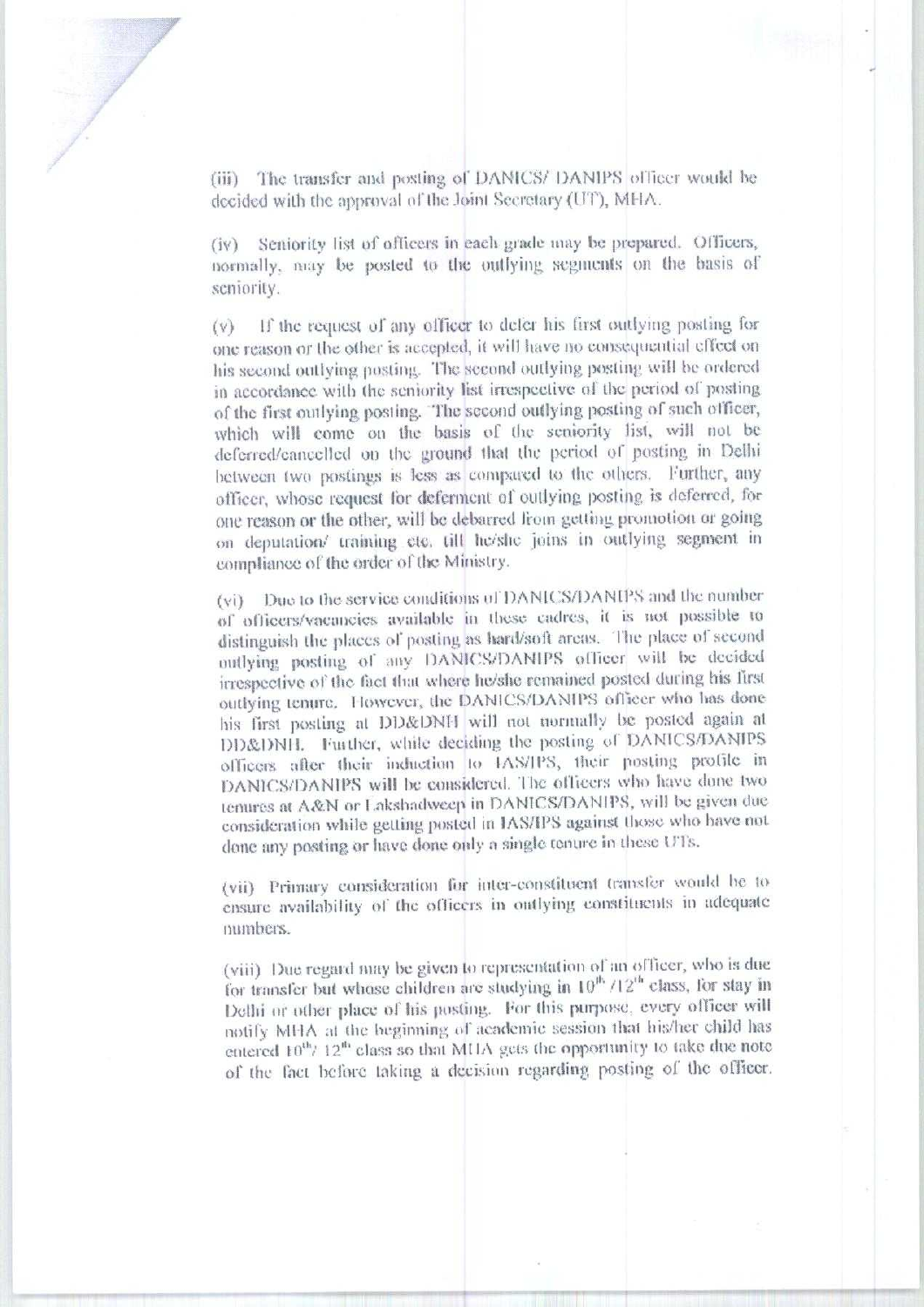(iii) The transfer and posting of DANICS/ DANIPS officer would be decided with the approval of the Joint Secretary (UT), MHA.

(iv) Seniority list of officers in each grade may be prepared. Officers, normally, may be posted to the outlying segments on the basis of seniority.

(v) If the request of any officer to defer his first outlying posting for one reason or the other is accepted, it will have no consequential effect on his second outlying posting. The second outlying posting will be ordered in accordance with the seniority list irrespective of the period of posting of the first outlying posting. The second outlying posting of such officer, which will come on the basis of the seniority list, will not be deferred/cancelled on the ground that the period of posting in Delhi between two postings is less as compared to the others. Further, any officer, whose request for deferment of outlying posting is deferred, for one reason or the other, will be debarred from getting promotion or going on deputation/ training etc. till he/she joins in outlying segment in compliance of the order of the Ministry.

(vi) Due to the service conditions of DANICS/DANIPS and the number of officers/vacancies available in these cadres, it is not possible to distinguish the places of posting as hard/soft areas. The place of second outlying posting of any DANICS/DANIPS officer will be decided irrespective of the fact that where he/she remained posted during his first outlying tenure. However, the DANICS/DANIPS officer who has done his first posting at DD&DNH will not normally be posted again at DD&DNH. Further, while deciding the posting of DANICS/DANIPS officers after their induction to IAS/IPS, their posting profile in DANICS/DANIPS will be considered. The officers who have done two tenures at A&N or Lakshadweep in DANICS/DANIPS, will be given due consideration while getting posted in IAS/IPS against those who have not done any posting or have done only a single tenure in these UTs.

(vii) Primary consideration for inter-constituent transfer would be to ensure availability of the officers in outlying constituents in adequate numbers.

(viii) Due regard may be given to representation of an officer, who is due for transfer but whose children are studying in 10th /12th class, for stay in Delhi or other place of his posting. For this purpose, every officer will notify MHA at the beginning of academic session that his/her child has entered 10th/ 12th class so that MHA gets the opportunity to take due note of the fact before taking a decision regarding posting of the officer.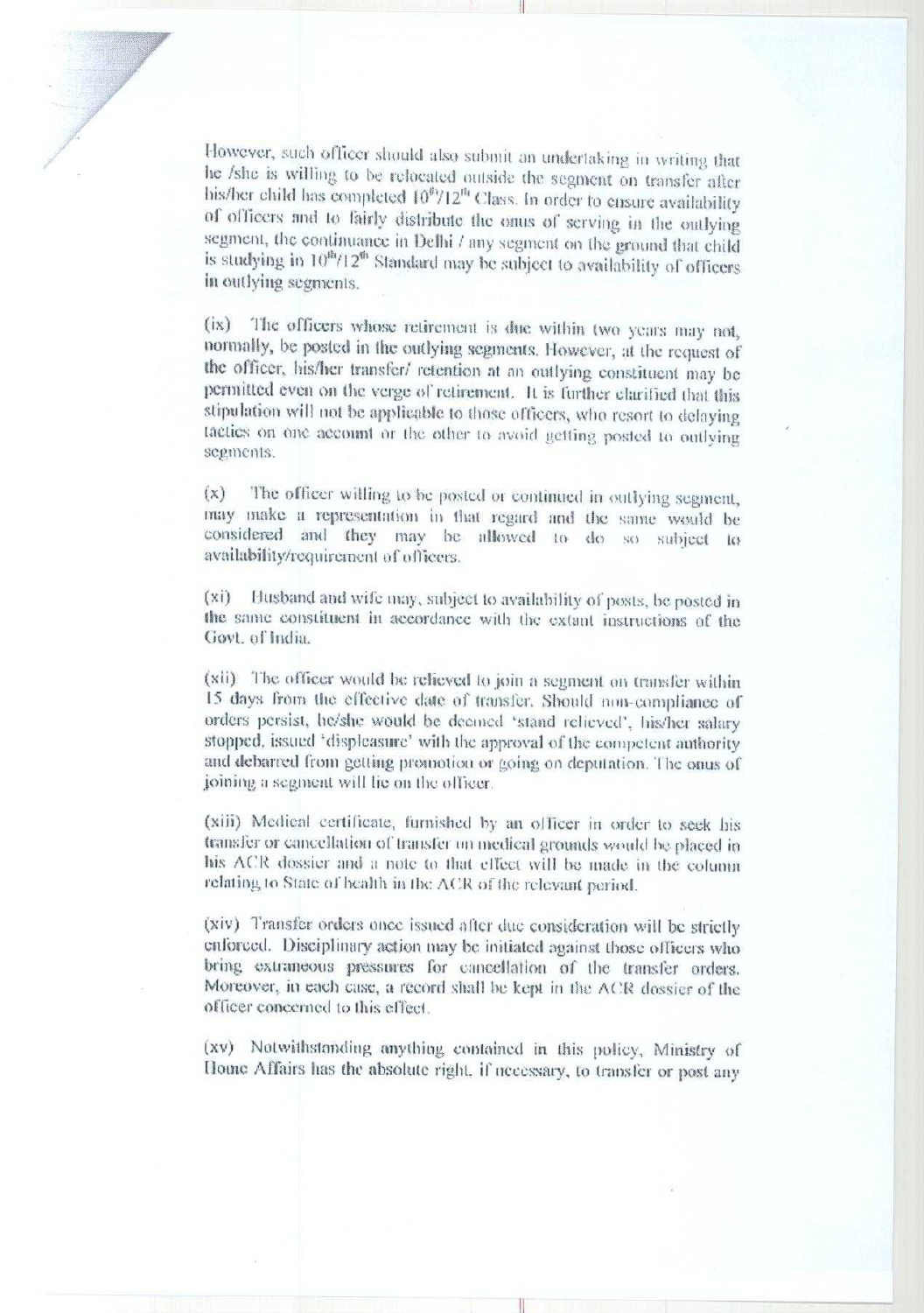However, such officer should also submit an undertaking in writing that he /she is willing to be relocated outside the segment on transfer after his/her child has completed $10^{th}/12^{th}$ Class. In order to ensure availability of officers and to fairly distribute the onus of serving in the outlying segment, the continuance in Delhi / any segment on the ground that child is studying in $10^{th}/12^{th}$ Standard may be subject to availability of officers in outlying segments.

(ix) The officers whose retirement is due within two years may not, normally, be posted in the outlying segments. However, at the request of the officer, his/her transfer/ retention at an outlying constituent may be permitted even on the verge of retirement. It is further clarified that this stipulation will not be applicable to those officers, who resort to delaying tactics on one account or the other to avoid getting posted to outlying segments.

(x) The officer willing to be posted or continued in outlying segment, may make a representation in that regard and the same would be considered and they may be allowed to do so subject to availability/requirement of officers.

(xi) Husband and wife may, subject to availability of posts, be posted in the same constituent in accordance with the extant instructions of the Govt. of India.

(xii) The officer would be relieved to join a segment on transfer within 15 days from the effective date of transfer. Should non-compliance of orders persist, he/she would be deemed 'stand relieved', his/her salary stopped, issued 'displeasure' with the approval of the competent authority and debarred from getting promotion or going on deputation. The onus of joining a segment will lie on the officer.

(xiii) Medical certificate, furnished by an officer in order to seek his transfer or cancellation of transfer on medical grounds would be placed in his ACR dossier and a note to that effect will be made in the column relating to State of health in the ACR of the relevant period.

(xiv) Transfer orders once issued after due consideration will be strictly enforced. Disciplinary action may be initiated against those officers who bring extraneous pressures for cancellation of the transfer orders. Moreover, in each case, a record shall be kept in the ACR dossier of the officer concerned to this effect.

(xv) Notwithstanding anything contained in this policy, Ministry of Home Affairs has the absolute right, if necessary, to transfer or post any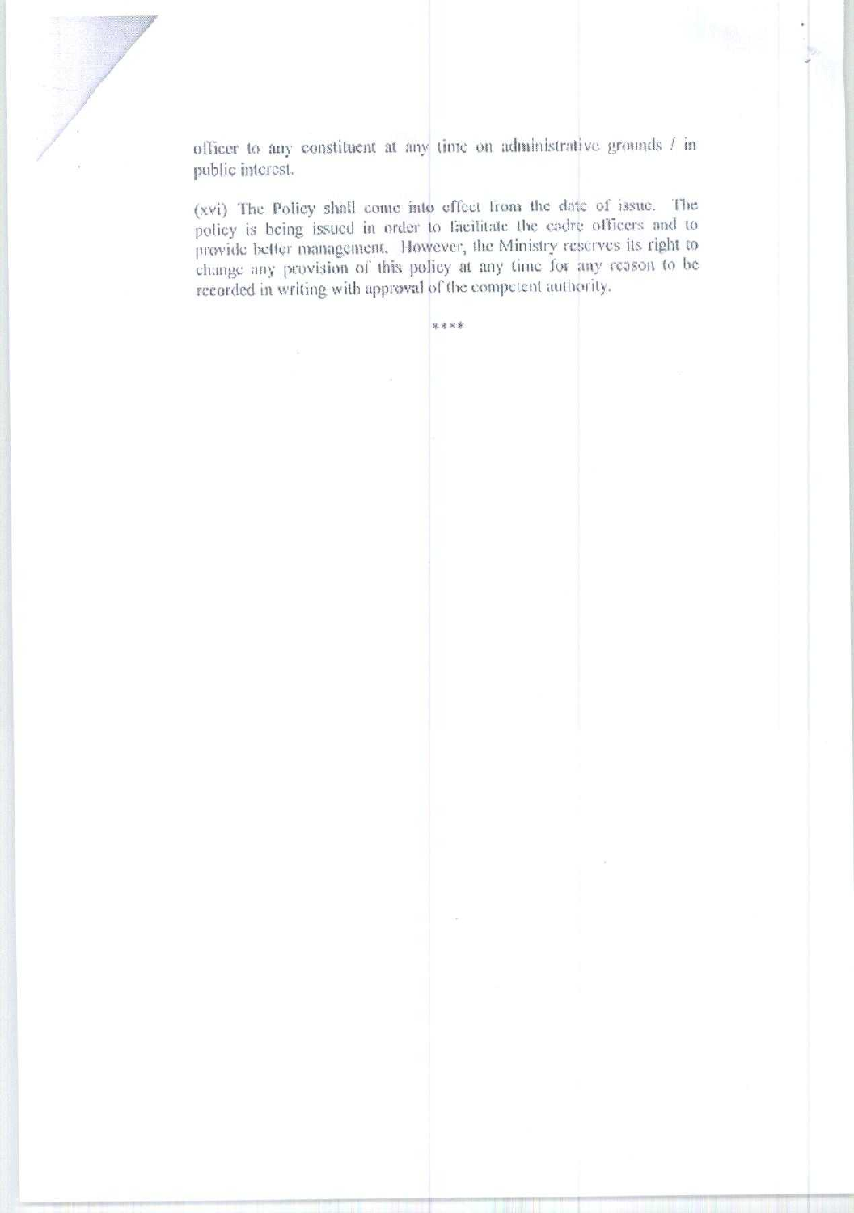officer to any constituent at any time on administrative grounds / in public interest.

(xvi) The Policy shall come into effect from the date of issue. The policy is being issued in order to facilitate the cadre officers and to provide better management. However, the Ministry reserves its right to change any provision of this policy at any time for any reason to be recorded in writing with approval of the competent authority.

****